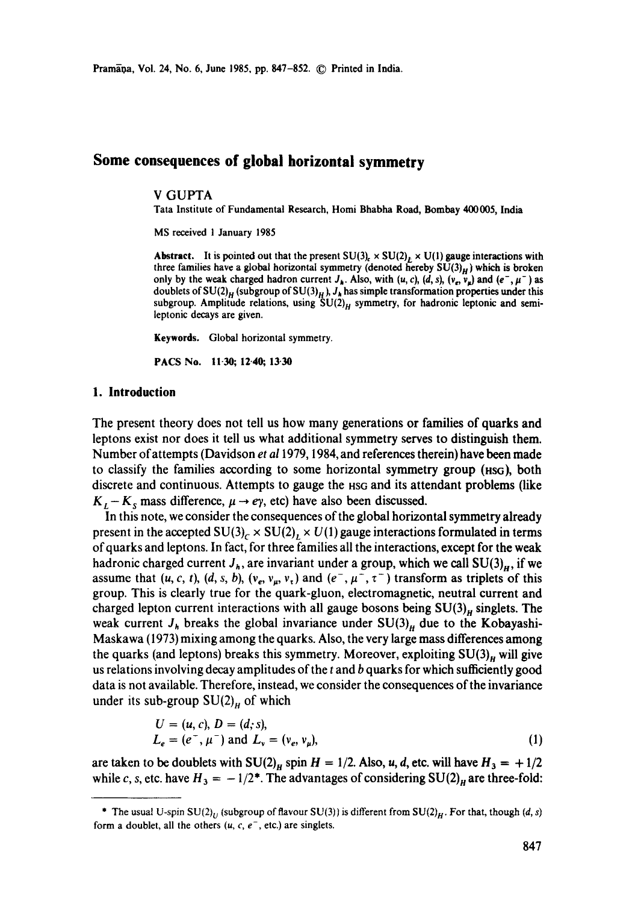# Some consequences of global horizontal symmetry

V GUPTA

Tata Institute of Fundamental Research, Homi Bhabha Road, Bombay 400005, India

MS received 1 January 1985

**Abstract.** It is pointed out that the present $SU(3)_c \times SU(2)_L \times U(1)$ gauge interactions with three families have a global horizontal symmetry (denoted hereby $SU(3)_H$) which is broken only by the weak charged hadron current $J_h$. Also, with $(u, c)$, $(d, s)$, $(\nu_e, \nu_\mu)$ and $(e^-, \mu^-)$ as doublets of $SU(2)_H$ (subgroup of $SU(3)_H$), $J_h$ has simple transformation properties under this subgroup. Amplitude relations, using $SU(2)_H$ symmetry, for hadronic leptonic and semi-leptonic decays are given.

**Keywords.** Global horizontal symmetry.

**PACS No.** 11·30; 12·40; 13·30

## 1. Introduction

The present theory does not tell us how many generations or families of quarks and leptons exist nor does it tell us what additional symmetry serves to distinguish them. Number of attempts (Davidson *et al* 1979, 1984, and references therein) have been made to classify the families according to some horizontal symmetry group (HSG), both discrete and continuous. Attempts to gauge the HSG and its attendant problems (like $K_L - K_S$ mass difference, $\mu \to e\gamma$, etc) have also been discussed.

In this note, we consider the consequences of the global horizontal symmetry already present in the accepted $SU(3)_C \times SU(2)_L \times U(1)$ gauge interactions formulated in terms of quarks and leptons. In fact, for three families all the interactions, except for the weak hadronic charged current $J_h$, are invariant under a group, which we call $SU(3)_H$, if we assume that $(u, c, t)$, $(d, s, b)$, $(\nu_e, \nu_\mu, \nu_\tau)$ and $(e^-, \mu^-, \tau^-)$ transform as triplets of this group. This is clearly true for the quark-gluon, electromagnetic, neutral current and charged lepton current interactions with all gauge bosons being $SU(3)_H$ singlets. The weak current $J_h$ breaks the global invariance under $SU(3)_H$ due to the Kobayashi-Maskawa (1973) mixing among the quarks. Also, the very large mass differences among the quarks (and leptons) breaks this symmetry. Moreover, exploiting $SU(3)_H$ will give us relations involving decay amplitudes of the $t$ and $b$ quarks for which sufficiently good data is not available. Therefore, instead, we consider the consequences of the invariance under its sub-group $SU(2)_H$ of which

$$U = (u, c),\; D = (d, s),$$
$$L_e = (e^-, \mu^-) \text{ and } L_\nu = (\nu_e, \nu_\mu), \tag{1}$$

are taken to be doublets with $SU(2)_H$ spin $H = 1/2$. Also, $u, d$, etc. will have $H_3 = +1/2$ while $c, s$, etc. have $H_3 = -1/2$*. The advantages of considering $SU(2)_H$ are three-fold:

* The usual U-spin $SU(2)_U$ (subgroup of flavour SU(3)) is different from $SU(2)_H$. For that, though $(d, s)$ form a doublet, all the others $(u, c, e^-$, etc.) are singlets.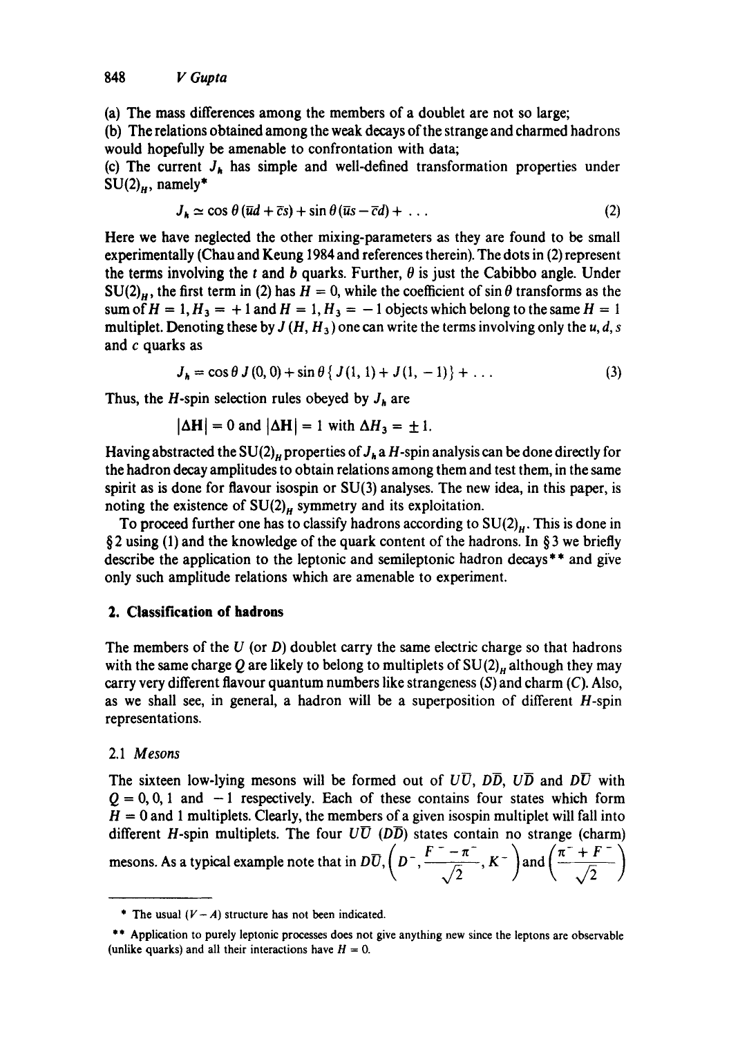(a) The mass differences among the members of a doublet are not so large;

(b) The relations obtained among the weak decays of the strange and charmed hadrons would hopefully be amenable to confrontation with data;

(c) The current $J_h$ has simple and well-defined transformation properties under $SU(2)_H$, namely*

$$J_h \simeq \cos\theta\,(\bar{u}d + \bar{c}s) + \sin\theta\,(\bar{u}s - \bar{c}d) + \dots \tag{2}$$

Here we have neglected the other mixing-parameters as they are found to be small experimentally (Chau and Keung 1984 and references therein). The dots in (2) represent the terms involving the $t$ and $b$ quarks. Further, $\theta$ is just the Cabibbo angle. Under $SU(2)_H$, the first term in (2) has $H = 0$, while the coefficient of $\sin\theta$ transforms as the sum of $H = 1, H_3 = +1$ and $H = 1, H_3 = -1$ objects which belong to the same $H = 1$ multiplet. Denoting these by $J(H, H_3)$ one can write the terms involving only the $u, d, s$ and $c$ quarks as

$$J_h = \cos\theta\, J(0,0) + \sin\theta\, \{J(1,1) + J(1,-1)\} + \dots \tag{3}$$

Thus, the $H$-spin selection rules obeyed by $J_h$ are

$$|\Delta \mathbf{H}| = 0 \text{ and } |\Delta \mathbf{H}| = 1 \text{ with } \Delta H_3 = \pm 1.$$

Having abstracted the $SU(2)_H$ properties of $J_h$ a $H$-spin analysis can be done directly for the hadron decay amplitudes to obtain relations among them and test them, in the same spirit as is done for flavour isospin or SU(3) analyses. The new idea, in this paper, is noting the existence of $SU(2)_H$ symmetry and its exploitation.

To proceed further one has to classify hadrons according to $SU(2)_H$. This is done in § 2 using (1) and the knowledge of the quark content of the hadrons. In § 3 we briefly describe the application to the leptonic and semileptonic hadron decays** and give only such amplitude relations which are amenable to experiment.

## 2. Classification of hadrons

The members of the $U$ (or $D$) doublet carry the same electric charge so that hadrons with the same charge $Q$ are likely to belong to multiplets of $SU(2)_H$ although they may carry very different flavour quantum numbers like strangeness ($S$) and charm ($C$). Also, as we shall see, in general, a hadron will be a superposition of different $H$-spin representations.

### 2.1 *Mesons*

The sixteen low-lying mesons will be formed out of $U\bar{U}$, $D\bar{D}$, $U\bar{D}$ and $D\bar{U}$ with $Q = 0, 0, 1$ and $-1$ respectively. Each of these contains four states which form $H = 0$ and 1 multiplets. Clearly, the members of a given isospin multiplet will fall into different $H$-spin multiplets. The four $U\bar{U}$ ($D\bar{D}$) states contain no strange (charm) mesons. As a typical example note that in $D\bar{U}$, $\left(D^-, \dfrac{F^- - \pi^-}{\sqrt{2}}, K^-\right)$ and $\left(\dfrac{\pi^- + F^-}{\sqrt{2}}\right)$

---

* The usual $(V - A)$ structure has not been indicated.

** Application to purely leptonic processes does not give anything new since the leptons are observable (unlike quarks) and all their interactions have $H = 0$.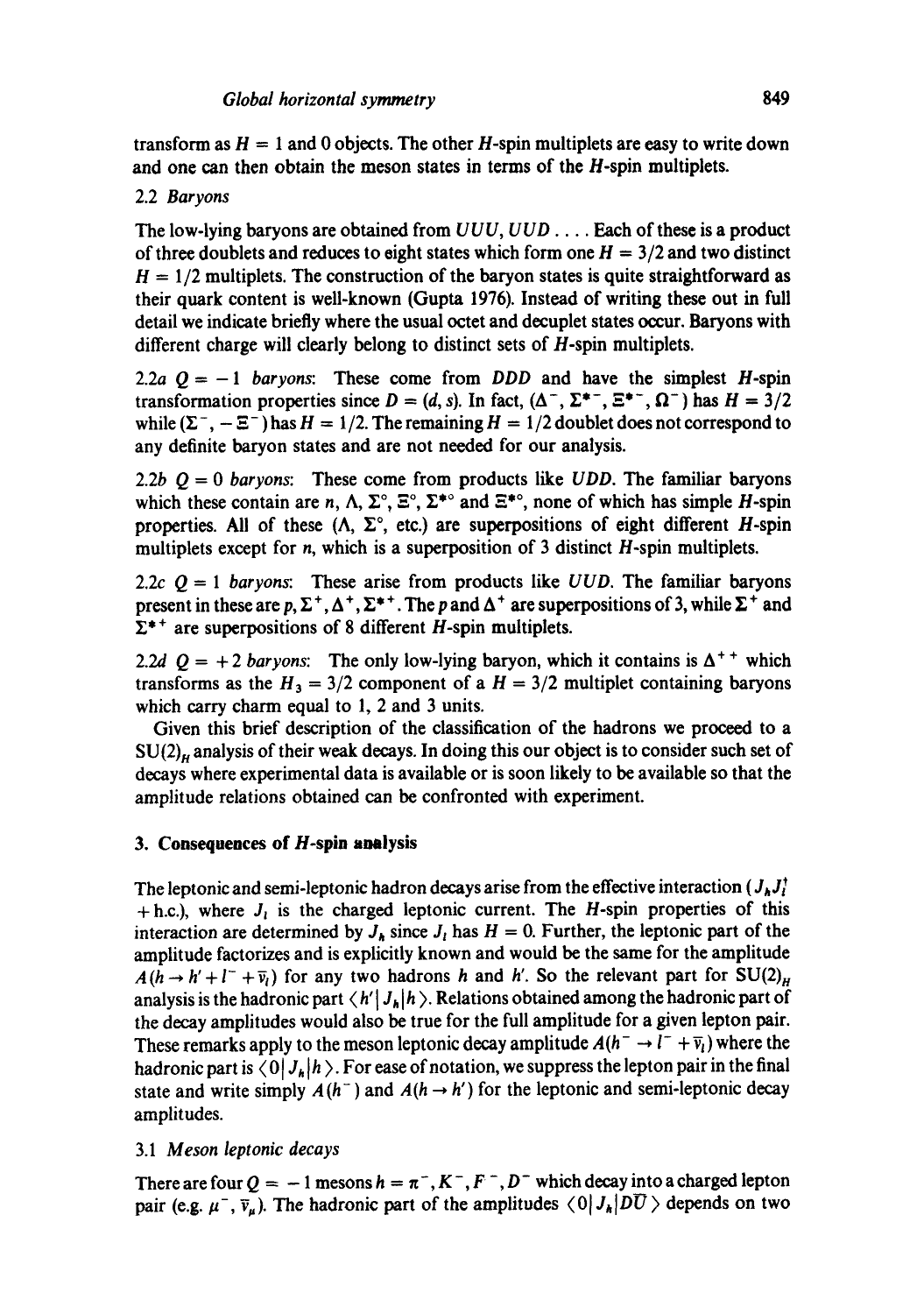transform as $H = 1$ and 0 objects. The other $H$-spin multiplets are easy to write down and one can then obtain the meson states in terms of the $H$-spin multiplets.

### 2.2 *Baryons*

The low-lying baryons are obtained from $UUU$, $UUD$ .... Each of these is a product of three doublets and reduces to eight states which form one $H = 3/2$ and two distinct $H = 1/2$ multiplets. The construction of the baryon states is quite straightforward as their quark content is well-known (Gupta 1976). Instead of writing these out in full detail we indicate briefly where the usual octet and decuplet states occur. Baryons with different charge will clearly belong to distinct sets of $H$-spin multiplets.

2.2a *$Q = -1$ baryons*: These come from $DDD$ and have the simplest $H$-spin transformation properties since $D = (d, s)$. In fact, $(\Delta^-, \Sigma^{*-}, \Xi^{*-}, \Omega^-)$ has $H = 3/2$ while $(\Sigma^-, -\Xi^-)$ has $H = 1/2$. The remaining $H = 1/2$ doublet does not correspond to any definite baryon states and are not needed for our analysis.

2.2b *$Q = 0$ baryons*: These come from products like $UDD$. The familiar baryons which these contain are $n$, $\Lambda$, $\Sigma^0$, $\Xi^0$, $\Sigma^{*0}$ and $\Xi^{*0}$, none of which has simple $H$-spin properties. All of these ($\Lambda$, $\Sigma^0$, etc.) are superpositions of eight different $H$-spin multiplets except for $n$, which is a superposition of 3 distinct $H$-spin multiplets.

2.2c *$Q = 1$ baryons*: These arise from products like $UUD$. The familiar baryons present in these are $p$, $\Sigma^+$, $\Delta^+$, $\Sigma^{*+}$. The $p$ and $\Delta^+$ are superpositions of 3, while $\Sigma^+$ and $\Sigma^{*+}$ are superpositions of 8 different $H$-spin multiplets.

2.2d *$Q = +2$ baryons*: The only low-lying baryon, which it contains is $\Delta^{++}$ which transforms as the $H_3 = 3/2$ component of a $H = 3/2$ multiplet containing baryons which carry charm equal to 1, 2 and 3 units.

Given this brief description of the classification of the hadrons we proceed to a $SU(2)_H$ analysis of their weak decays. In doing this our object is to consider such set of decays where experimental data is available or is soon likely to be available so that the amplitude relations obtained can be confronted with experiment.

## 3. Consequences of $H$-spin analysis

The leptonic and semi-leptonic hadron decays arise from the effective interaction $(J_h J_l^\dagger + \text{h.c.})$, where $J_l$ is the charged leptonic current. The $H$-spin properties of this interaction are determined by $J_h$ since $J_l$ has $H = 0$. Further, the leptonic part of the amplitude factorizes and is explicitly known and would be the same for the amplitude $A(h \to h' + l^- + \bar{\nu}_l)$ for any two hadrons $h$ and $h'$. So the relevant part for $SU(2)_H$ analysis is the hadronic part $\langle h' | J_h | h \rangle$. Relations obtained among the hadronic part of the decay amplitudes would also be true for the full amplitude for a given lepton pair. These remarks apply to the meson leptonic decay amplitude $A(h^- \to l^- + \bar{\nu}_l)$ where the hadronic part is $\langle 0 | J_h | h \rangle$. For ease of notation, we suppress the lepton pair in the final state and write simply $A(h^-)$ and $A(h \to h')$ for the leptonic and semi-leptonic decay amplitudes.

### 3.1 *Meson leptonic decays*

There are four $Q = -1$ mesons $h = \pi^-, K^-, F^-, D^-$ which decay into a charged lepton pair (e.g. $\mu^-, \bar{\nu}_\mu$). The hadronic part of the amplitudes $\langle 0 | J_h | D\bar{U} \rangle$ depends on two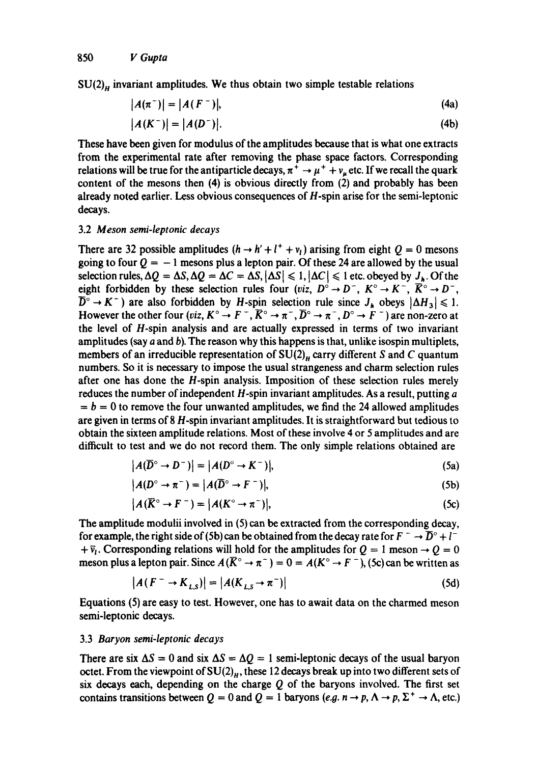$SU(2)_H$ invariant amplitudes. We thus obtain two simple testable relations

$$|A(\pi^-)| = |A(F^-)|, \tag{4a}$$

$$|A(K^-)| = |A(D^-)|. \tag{4b}$$

These have been given for modulus of the amplitudes because that is what one extracts from the experimental rate after removing the phase space factors. Corresponding relations will be true for the antiparticle decays, $\pi^+ \to \mu^+ + \nu_\mu$ etc. If we recall the quark content of the mesons then (4) is obvious directly from (2) and probably has been already noted earlier. Less obvious consequences of $H$-spin arise for the semi-leptonic decays.

### 3.2 *Meson semi-leptonic decays*

There are 32 possible amplitudes ($h \to h' + l^+ + \nu_l$) arising from eight $Q = 0$ mesons going to four $Q = -1$ mesons plus a lepton pair. Of these 24 are allowed by the usual selection rules, $\Delta Q = \Delta S, \Delta Q = \Delta C = \Delta S, |\Delta S| \leqslant 1, |\Delta C| \leqslant 1$ etc. obeyed by $J_h$. Of the eight forbidden by these selection rules four (*viz*, $D^0 \to D^-$, $K^0 \to K^-$, $\bar{K}^0 \to D^-$, $\bar{D}^0 \to K^-$) are also forbidden by $H$-spin selection rule since $J_h$ obeys $|\Delta H_3| \leqslant 1$. However the other four (*viz*, $K^0 \to F^-$, $\bar{K}^0 \to \pi^-$, $\bar{D}^0 \to \pi^-$, $D^0 \to F^-$) are non-zero at the level of $H$-spin analysis and are actually expressed in terms of two invariant amplitudes (say $a$ and $b$). The reason why this happens is that, unlike isospin multiplets, members of an irreducible representation of $SU(2)_H$ carry different $S$ and $C$ quantum numbers. So it is necessary to impose the usual strangeness and charm selection rules after one has done the $H$-spin analysis. Imposition of these selection rules merely reduces the number of independent $H$-spin invariant amplitudes. As a result, putting $a = b = 0$ to remove the four unwanted amplitudes, we find the 24 allowed amplitudes are given in terms of 8 $H$-spin invariant amplitudes. It is straightforward but tedious to obtain the sixteen amplitude relations. Most of these involve 4 or 5 amplitudes and are difficult to test and we do not record them. The only simple relations obtained are

$$|A(\bar{D}^0 \to D^-)| = |A(D^0 \to K^-)|, \tag{5a}$$

$$|A(D^0 \to \pi^-) = |A(\bar{D}^0 \to F^-)|, \tag{5b}$$

$$|A(\bar{K}^0 \to F^-) = |A(K^0 \to \pi^-)|, \tag{5c}$$

The amplitude modulii involved in (5) can be extracted from the corresponding decay, for example, the right side of (5b) can be obtained from the decay rate for $F^- \to \bar{D}^0 + l^- + \bar{\nu}_l$. Corresponding relations will hold for the amplitudes for $Q = 1$ meson $\to Q = 0$ meson plus a lepton pair. Since $A(\bar{K}^0 \to \pi^-) = 0 = A(K^0 \to F^-)$, (5c) can be written as

$$|A(F^- \to K_{L,S})| = |A(K_{L,S} \to \pi^-)| \tag{5d}$$

Equations (5) are easy to test. However, one has to await data on the charmed meson semi-leptonic decays.

### 3.3 *Baryon semi-leptonic decays*

There are six $\Delta S = 0$ and six $\Delta S = \Delta Q = 1$ semi-leptonic decays of the usual baryon octet. From the viewpoint of $SU(2)_H$, these 12 decays break up into two different sets of six decays each, depending on the charge $Q$ of the baryons involved. The first set contains transitions between $Q = 0$ and $Q = 1$ baryons (*e.g.* $n \to p$, $\Lambda \to p$, $\Sigma^+ \to \Lambda$, etc.)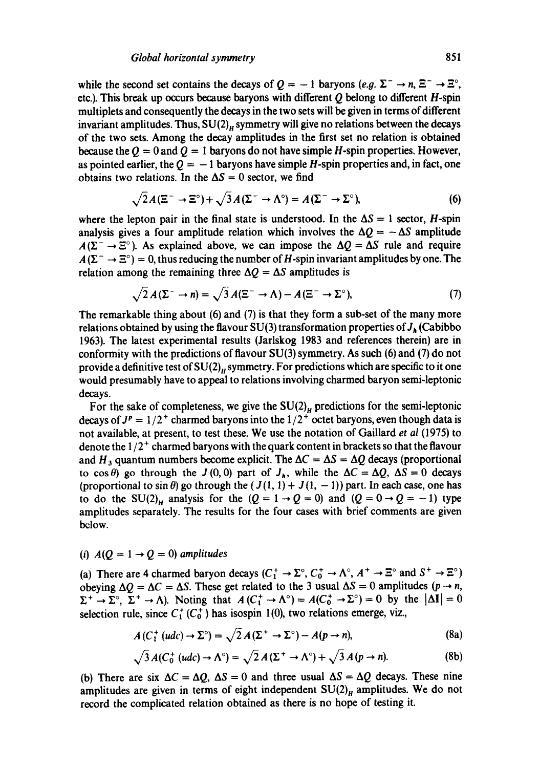while the second set contains the decays of $Q = -1$ baryons (*e.g.* $\Sigma^- \to n$, $\Xi^- \to \Xi^\circ$, etc.). This break up occurs because baryons with different $Q$ belong to different $H$-spin multiplets and consequently the decays in the two sets will be given in terms of different invariant amplitudes. Thus, $SU(2)_H$ symmetry will give no relations between the decays of the two sets. Among the decay amplitudes in the first set no relation is obtained because the $Q = 0$ and $Q = 1$ baryons do not have simple $H$-spin properties. However, as pointed earlier, the $Q = -1$ baryons have simple $H$-spin properties and, in fact, one obtains two relations. In the $\Delta S = 0$ sector, we find

$$\sqrt{2}A(\Xi^- \to \Xi^\circ) + \sqrt{3}A(\Sigma^- \to \Lambda^\circ) = A(\Sigma^- \to \Sigma^\circ), \tag{6}$$

where the lepton pair in the final state is understood. In the $\Delta S = 1$ sector, $H$-spin analysis gives a four amplitude relation which involves the $\Delta Q = -\Delta S$ amplitude $A(\Sigma^- \to \Xi^\circ)$. As explained above, we can impose the $\Delta Q = \Delta S$ rule and require $A(\Sigma^- \to \Xi^\circ) = 0$, thus reducing the number of $H$-spin invariant amplitudes by one. The relation among the remaining three $\Delta Q = \Delta S$ amplitudes is

$$\sqrt{2}A(\Sigma^- \to n) = \sqrt{3}A(\Xi^- \to \Lambda) - A(\Xi^- \to \Sigma^\circ), \tag{7}$$

The remarkable thing about (6) and (7) is that they form a sub-set of the many more relations obtained by using the flavour SU(3) transformation properties of $J_h$ (Cabibbo 1963). The latest experimental results (Jarlskog 1983 and references therein) are in conformity with the predictions of flavour SU(3) symmetry. As such (6) and (7) do not provide a definitive test of $SU(2)_H$ symmetry. For predictions which are specific to it one would presumably have to appeal to relations involving charmed baryon semi-leptonic decays.

For the sake of completeness, we give the $SU(2)_H$ predictions for the semi-leptonic decays of $J^P = 1/2^+$ charmed baryons into the $1/2^+$ octet baryons, even though data is not available, at present, to test these. We use the notation of Gaillard *et al* (1975) to denote the $1/2^+$ charmed baryons with the quark content in brackets so that the flavour and $H_3$ quantum numbers become explicit. The $\Delta C = \Delta S = \Delta Q$ decays (proportional to $\cos\theta$) go through the $J(0,0)$ part of $J_h$, while the $\Delta C = \Delta Q$, $\Delta S = 0$ decays (proportional to $\sin\theta$) go through the $(J(1,1) + J(1,-1))$ part. In each case, one has to do the $SU(2)_H$ analysis for the ($Q = 1 \to Q = 0$) and ($Q = 0 \to Q = -1$) type amplitudes separately. The results for the four cases with brief comments are given below.

(i) *$A(Q = 1 \to Q = 0)$ amplitudes*

(a) There are 4 charmed baryon decays ($C_1^+ \to \Sigma^\circ$, $C_0^+ \to \Lambda^\circ$, $A^+ \to \Xi^\circ$ and $S^+ \to \Xi^\circ$) obeying $\Delta Q = \Delta C = \Delta S$. These get related to the 3 usual $\Delta S = 0$ amplitudes ($p \to n$, $\Sigma^+ \to \Sigma^\circ$, $\Sigma^+ \to \Lambda$). Noting that $A(C_1^+ \to \Lambda^\circ) = A(C_0^+ \to \Sigma^\circ) = 0$ by the $|\Delta \mathbf{I}| = 0$ selection rule, since $C_1^+$ ($C_0^+$) has isospin 1(0), two relations emerge, viz.,

$$A(C_1^+\,(udc) \to \Sigma^\circ) = \sqrt{2}A(\Sigma^+ \to \Sigma^\circ) - A(p \to n), \tag{8a}$$

$$\sqrt{3}A(C_0^+\,(udc) \to \Lambda^\circ) = \sqrt{2}A(\Sigma^+ \to \Lambda^\circ) + \sqrt{3}A(p \to n). \tag{8b}$$

(b) There are six $\Delta C = \Delta Q$, $\Delta S = 0$ and three usual $\Delta S = \Delta Q$ decays. These nine amplitudes are given in terms of eight independent $SU(2)_H$ amplitudes. We do not record the complicated relation obtained as there is no hope of testing it.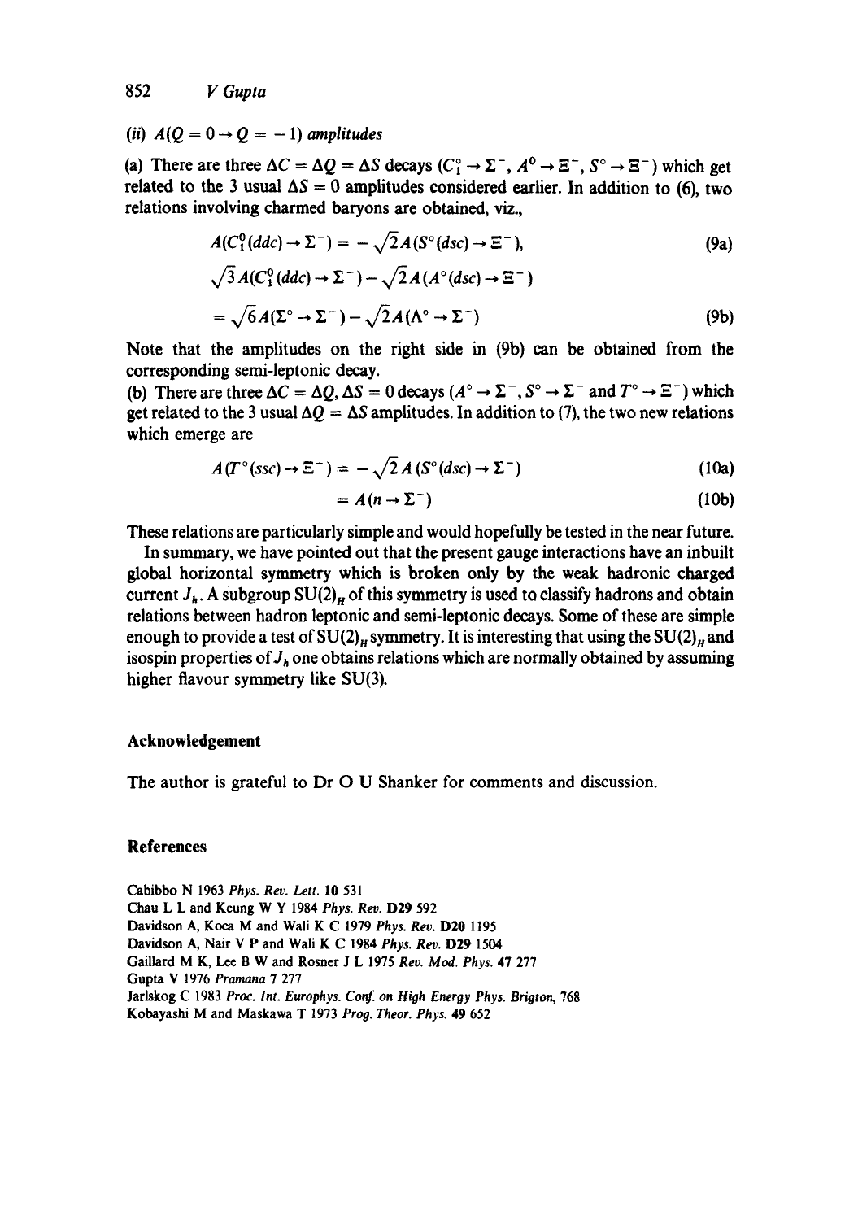(ii) $A(Q = 0 \rightarrow Q = -1)$ *amplitudes*

(a) There are three $\Delta C = \Delta Q = \Delta S$ decays ($C_1^\circ \rightarrow \Sigma^-$, $A^0 \rightarrow \Xi^-$, $S^\circ \rightarrow \Xi^-$) which get related to the 3 usual $\Delta S = 0$ amplitudes considered earlier. In addition to (6), two relations involving charmed baryons are obtained, viz.,

$$A(C_1^0(ddc) \rightarrow \Sigma^-) = -\sqrt{2}A(S^\circ(dsc) \rightarrow \Xi^-), \tag{9a}$$

$$\sqrt{3}A(C_1^0(ddc) \rightarrow \Sigma^-) - \sqrt{2}A(A^\circ(dsc) \rightarrow \Xi^-)$$

$$= \sqrt{6}A(\Sigma^\circ \rightarrow \Sigma^-) - \sqrt{2}A(\Lambda^\circ \rightarrow \Sigma^-) \tag{9b}$$

Note that the amplitudes on the right side in (9b) can be obtained from the corresponding semi-leptonic decay.

(b) There are three $\Delta C = \Delta Q$, $\Delta S = 0$ decays ($A^\circ \rightarrow \Sigma^-$, $S^\circ \rightarrow \Sigma^-$ and $T^\circ \rightarrow \Xi^-$) which get related to the 3 usual $\Delta Q = \Delta S$ amplitudes. In addition to (7), the two new relations which emerge are

$$A(T^\circ(ssc) \rightarrow \Xi^-) = -\sqrt{2}A(S^\circ(dsc) \rightarrow \Sigma^-) \tag{10a}$$

$$= A(n \rightarrow \Sigma^-) \tag{10b}$$

These relations are particularly simple and would hopefully be tested in the near future.

In summary, we have pointed out that the present gauge interactions have an inbuilt global horizontal symmetry which is broken only by the weak hadronic charged current $J_h$. A subgroup $SU(2)_H$ of this symmetry is used to classify hadrons and obtain relations between hadron leptonic and semi-leptonic decays. Some of these are simple enough to provide a test of $SU(2)_H$ symmetry. It is interesting that using the $SU(2)_H$ and isospin properties of $J_h$ one obtains relations which are normally obtained by assuming higher flavour symmetry like SU(3).

## Acknowledgement

The author is grateful to Dr O U Shanker for comments and discussion.

## References

Cabibbo N 1963 *Phys. Rev. Lett.* **10** 531

Chau L L and Keung W Y 1984 *Phys. Rev.* **D29** 592

Davidson A, Koca M and Wali K C 1979 *Phys. Rev.* **D20** 1195

Davidson A, Nair V P and Wali K C 1984 *Phys. Rev.* **D29** 1504

Gaillard M K, Lee B W and Rosner J L 1975 *Rev. Mod. Phys.* **47** 277

Gupta V 1976 *Pramana* **7** 277

Jarlskog C 1983 *Proc. Int. Europhys. Conf. on High Energy Phys. Brigton*, 768

Kobayashi M and Maskawa T 1973 *Prog. Theor. Phys.* **49** 652